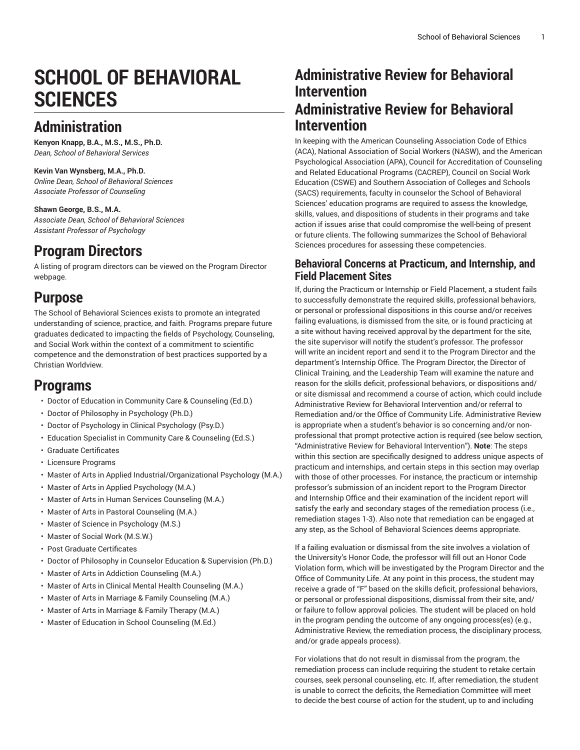# SCHOOL OF BEHAVIORAL SCIENCES

## Administration

**Kenyon Knapp, B.A., M.S., M.S., Ph.D.**
*Dean, School of Behavioral Services*

**Kevin Van Wynsberg, M.A., Ph.D.**
*Online Dean, School of Behavioral Sciences*
*Associate Professor of Counseling*

**Shawn George, B.S., M.A.**
*Associate Dean, School of Behavioral Sciences*
*Assistant Professor of Psychology*

## Program Directors

A listing of program directors can be viewed on the Program Director webpage.

## Purpose

The School of Behavioral Sciences exists to promote an integrated understanding of science, practice, and faith. Programs prepare future graduates dedicated to impacting the fields of Psychology, Counseling, and Social Work within the context of a commitment to scientific competence and the demonstration of best practices supported by a Christian Worldview.

## Programs

- Doctor of Education in Community Care & Counseling (Ed.D.)
- Doctor of Philosophy in Psychology (Ph.D.)
- Doctor of Psychology in Clinical Psychology (Psy.D.)
- Education Specialist in Community Care & Counseling (Ed.S.)
- Graduate Certificates
- Licensure Programs
- Master of Arts in Applied Industrial/Organizational Psychology (M.A.)
- Master of Arts in Applied Psychology (M.A.)
- Master of Arts in Human Services Counseling (M.A.)
- Master of Arts in Pastoral Counseling (M.A.)
- Master of Science in Psychology (M.S.)
- Master of Social Work (M.S.W.)
- Post Graduate Certificates
- Doctor of Philosophy in Counselor Education & Supervision (Ph.D.)
- Master of Arts in Addiction Counseling (M.A.)
- Master of Arts in Clinical Mental Health Counseling (M.A.)
- Master of Arts in Marriage & Family Counseling (M.A.)
- Master of Arts in Marriage & Family Therapy (M.A.)
- Master of Education in School Counseling (M.Ed.)

## Administrative Review for Behavioral Intervention

## Administrative Review for Behavioral Intervention

In keeping with the American Counseling Association Code of Ethics (ACA), National Association of Social Workers (NASW), and the American Psychological Association (APA), Council for Accreditation of Counseling and Related Educational Programs (CACREP), Council on Social Work Education (CSWE) and Southern Association of Colleges and Schools (SACS) requirements, faculty in counselor the School of Behavioral Sciences' education programs are required to assess the knowledge, skills, values, and dispositions of students in their programs and take action if issues arise that could compromise the well-being of present or future clients. The following summarizes the School of Behavioral Sciences procedures for assessing these competencies.

### Behavioral Concerns at Practicum, and Internship, and Field Placement Sites

If, during the Practicum or Internship or Field Placement, a student fails to successfully demonstrate the required skills, professional behaviors, or personal or professional dispositions in this course and/or receives failing evaluations, is dismissed from the site, or is found practicing at a site without having received approval by the department for the site, the site supervisor will notify the student's professor. The professor will write an incident report and send it to the Program Director and the department's Internship Office. The Program Director, the Director of Clinical Training, and the Leadership Team will examine the nature and reason for the skills deficit, professional behaviors, or dispositions and/or site dismissal and recommend a course of action, which could include Administrative Review for Behavioral Intervention and/or referral to Remediation and/or the Office of Community Life. Administrative Review is appropriate when a student's behavior is so concerning and/or non-professional that prompt protective action is required (see below section, "Administrative Review for Behavioral Intervention"). **Note**: The steps within this section are specifically designed to address unique aspects of practicum and internships, and certain steps in this section may overlap with those of other processes. For instance, the practicum or internship professor's submission of an incident report to the Program Director and Internship Office and their examination of the incident report will satisfy the early and secondary stages of the remediation process (i.e., remediation stages 1-3). Also note that remediation can be engaged at any step, as the School of Behavioral Sciences deems appropriate.

If a failing evaluation or dismissal from the site involves a violation of the University's Honor Code, the professor will fill out an Honor Code Violation form, which will be investigated by the Program Director and the Office of Community Life. At any point in this process, the student may receive a grade of "F" based on the skills deficit, professional behaviors, or personal or professional dispositions, dismissal from their site, and/or failure to follow approval policies. The student will be placed on hold in the program pending the outcome of any ongoing process(es) (e.g., Administrative Review, the remediation process, the disciplinary process, and/or grade appeals process).

For violations that do not result in dismissal from the program, the remediation process can include requiring the student to retake certain courses, seek personal counseling, etc. If, after remediation, the student is unable to correct the deficits, the Remediation Committee will meet to decide the best course of action for the student, up to and including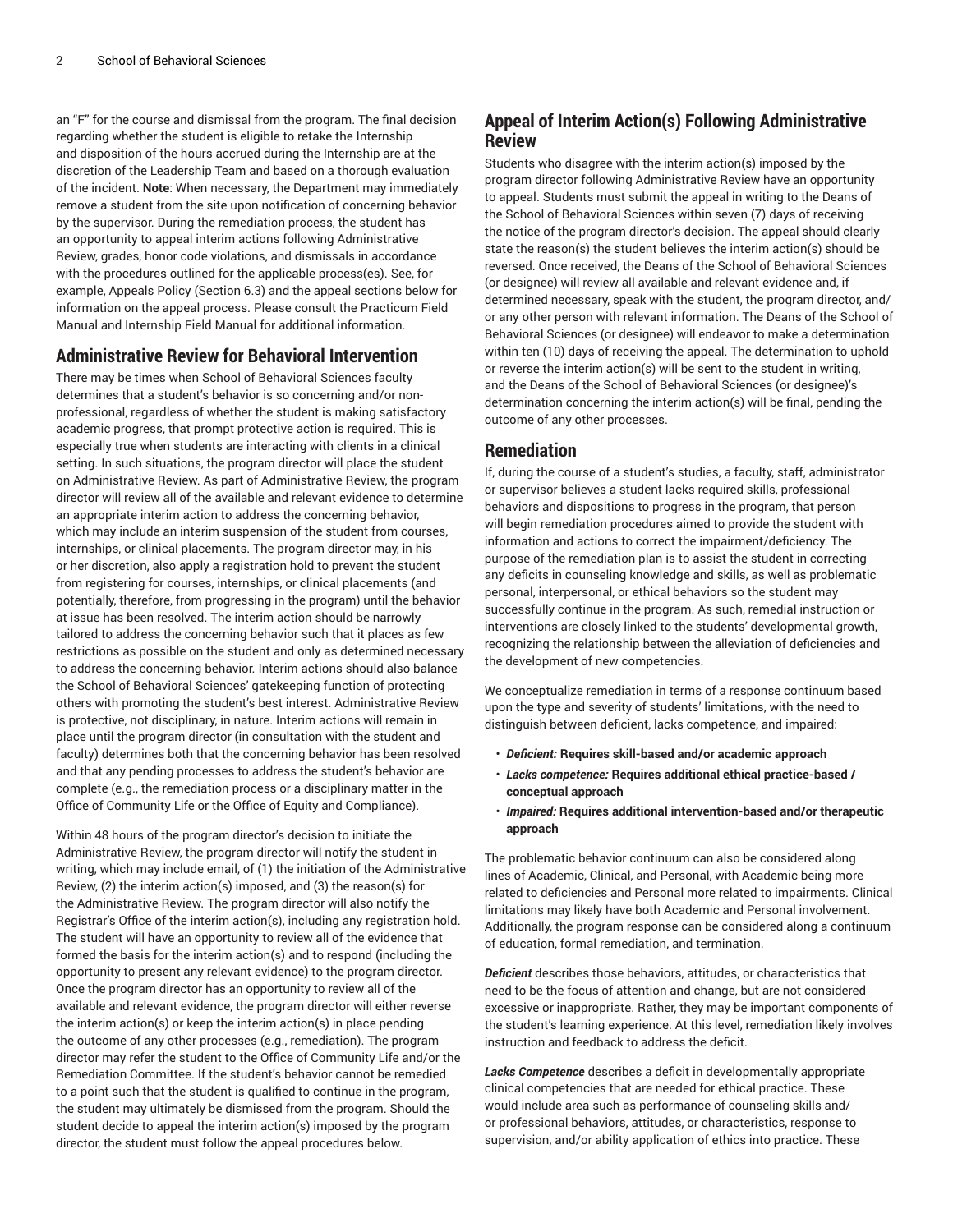an "F" for the course and dismissal from the program. The final decision regarding whether the student is eligible to retake the Internship and disposition of the hours accrued during the Internship are at the discretion of the Leadership Team and based on a thorough evaluation of the incident. **Note**: When necessary, the Department may immediately remove a student from the site upon notification of concerning behavior by the supervisor. During the remediation process, the student has an opportunity to appeal interim actions following Administrative Review, grades, honor code violations, and dismissals in accordance with the procedures outlined for the applicable process(es). See, for example, Appeals Policy (Section 6.3) and the appeal sections below for information on the appeal process. Please consult the Practicum Field Manual and Internship Field Manual for additional information.

## Administrative Review for Behavioral Intervention

There may be times when School of Behavioral Sciences faculty determines that a student's behavior is so concerning and/or non-professional, regardless of whether the student is making satisfactory academic progress, that prompt protective action is required. This is especially true when students are interacting with clients in a clinical setting. In such situations, the program director will place the student on Administrative Review. As part of Administrative Review, the program director will review all of the available and relevant evidence to determine an appropriate interim action to address the concerning behavior, which may include an interim suspension of the student from courses, internships, or clinical placements. The program director may, in his or her discretion, also apply a registration hold to prevent the student from registering for courses, internships, or clinical placements (and potentially, therefore, from progressing in the program) until the behavior at issue has been resolved. The interim action should be narrowly tailored to address the concerning behavior such that it places as few restrictions as possible on the student and only as determined necessary to address the concerning behavior. Interim actions should also balance the School of Behavioral Sciences' gatekeeping function of protecting others with promoting the student's best interest. Administrative Review is protective, not disciplinary, in nature. Interim actions will remain in place until the program director (in consultation with the student and faculty) determines both that the concerning behavior has been resolved and that any pending processes to address the student's behavior are complete (e.g., the remediation process or a disciplinary matter in the Office of Community Life or the Office of Equity and Compliance).

Within 48 hours of the program director's decision to initiate the Administrative Review, the program director will notify the student in writing, which may include email, of (1) the initiation of the Administrative Review, (2) the interim action(s) imposed, and (3) the reason(s) for the Administrative Review. The program director will also notify the Registrar's Office of the interim action(s), including any registration hold. The student will have an opportunity to review all of the evidence that formed the basis for the interim action(s) and to respond (including the opportunity to present any relevant evidence) to the program director. Once the program director has an opportunity to review all of the available and relevant evidence, the program director will either reverse the interim action(s) or keep the interim action(s) in place pending the outcome of any other processes (e.g., remediation). The program director may refer the student to the Office of Community Life and/or the Remediation Committee. If the student's behavior cannot be remedied to a point such that the student is qualified to continue in the program, the student may ultimately be dismissed from the program. Should the student decide to appeal the interim action(s) imposed by the program director, the student must follow the appeal procedures below.

## Appeal of Interim Action(s) Following Administrative Review

Students who disagree with the interim action(s) imposed by the program director following Administrative Review have an opportunity to appeal. Students must submit the appeal in writing to the Deans of the School of Behavioral Sciences within seven (7) days of receiving the notice of the program director's decision. The appeal should clearly state the reason(s) the student believes the interim action(s) should be reversed. Once received, the Deans of the School of Behavioral Sciences (or designee) will review all available and relevant evidence and, if determined necessary, speak with the student, the program director, and/or any other person with relevant information. The Deans of the School of Behavioral Sciences (or designee) will endeavor to make a determination within ten (10) days of receiving the appeal. The determination to uphold or reverse the interim action(s) will be sent to the student in writing, and the Deans of the School of Behavioral Sciences (or designee)'s determination concerning the interim action(s) will be final, pending the outcome of any other processes.

## Remediation

If, during the course of a student's studies, a faculty, staff, administrator or supervisor believes a student lacks required skills, professional behaviors and dispositions to progress in the program, that person will begin remediation procedures aimed to provide the student with information and actions to correct the impairment/deficiency. The purpose of the remediation plan is to assist the student in correcting any deficits in counseling knowledge and skills, as well as problematic personal, interpersonal, or ethical behaviors so the student may successfully continue in the program. As such, remedial instruction or interventions are closely linked to the students' developmental growth, recognizing the relationship between the alleviation of deficiencies and the development of new competencies.

We conceptualize remediation in terms of a response continuum based upon the type and severity of students' limitations, with the need to distinguish between deficient, lacks competence, and impaired:

- ***Deficient:*** **Requires skill-based and/or academic approach**
- ***Lacks competence:*** **Requires additional ethical practice-based / conceptual approach**
- ***Impaired:*** **Requires additional intervention-based and/or therapeutic approach**

The problematic behavior continuum can also be considered along lines of Academic, Clinical, and Personal, with Academic being more related to deficiencies and Personal more related to impairments. Clinical limitations may likely have both Academic and Personal involvement. Additionally, the program response can be considered along a continuum of education, formal remediation, and termination.

***Deficient*** describes those behaviors, attitudes, or characteristics that need to be the focus of attention and change, but are not considered excessive or inappropriate. Rather, they may be important components of the student's learning experience. At this level, remediation likely involves instruction and feedback to address the deficit.

***Lacks Competence*** describes a deficit in developmentally appropriate clinical competencies that are needed for ethical practice. These would include area such as performance of counseling skills and/or professional behaviors, attitudes, or characteristics, response to supervision, and/or ability application of ethics into practice. These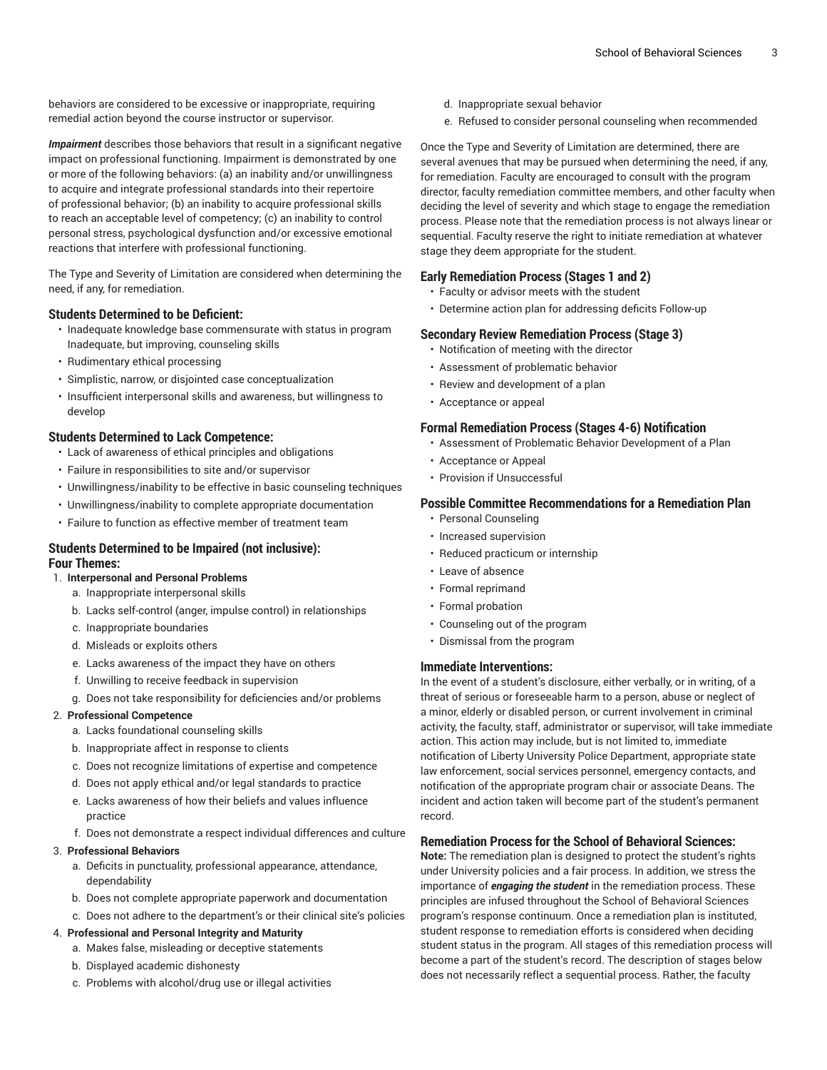behaviors are considered to be excessive or inappropriate, requiring remedial action beyond the course instructor or supervisor.

***Impairment*** describes those behaviors that result in a significant negative impact on professional functioning. Impairment is demonstrated by one or more of the following behaviors: (a) an inability and/or unwillingness to acquire and integrate professional standards into their repertoire of professional behavior; (b) an inability to acquire professional skills to reach an acceptable level of competency; (c) an inability to control personal stress, psychological dysfunction and/or excessive emotional reactions that interfere with professional functioning.

The Type and Severity of Limitation are considered when determining the need, if any, for remediation.

### Students Determined to be Deficient:

- Inadequate knowledge base commensurate with status in program Inadequate, but improving, counseling skills
- Rudimentary ethical processing
- Simplistic, narrow, or disjointed case conceptualization
- Insufficient interpersonal skills and awareness, but willingness to develop

### Students Determined to Lack Competence:

- Lack of awareness of ethical principles and obligations
- Failure in responsibilities to site and/or supervisor
- Unwillingness/inability to be effective in basic counseling techniques
- Unwillingness/inability to complete appropriate documentation
- Failure to function as effective member of treatment team

### Students Determined to be Impaired (not inclusive): Four Themes:

1. **Interpersonal and Personal Problems**
    a. Inappropriate interpersonal skills
    b. Lacks self-control (anger, impulse control) in relationships
    c. Inappropriate boundaries
    d. Misleads or exploits others
    e. Lacks awareness of the impact they have on others
    f. Unwilling to receive feedback in supervision
    g. Does not take responsibility for deficiencies and/or problems
2. **Professional Competence**
    a. Lacks foundational counseling skills
    b. Inappropriate affect in response to clients
    c. Does not recognize limitations of expertise and competence
    d. Does not apply ethical and/or legal standards to practice
    e. Lacks awareness of how their beliefs and values influence practice
    f. Does not demonstrate a respect individual differences and culture
3. **Professional Behaviors**
    a. Deficits in punctuality, professional appearance, attendance, dependability
    b. Does not complete appropriate paperwork and documentation
    c. Does not adhere to the department's or their clinical site's policies
4. **Professional and Personal Integrity and Maturity**
    a. Makes false, misleading or deceptive statements
    b. Displayed academic dishonesty
    c. Problems with alcohol/drug use or illegal activities
    d. Inappropriate sexual behavior
    e. Refused to consider personal counseling when recommended

Once the Type and Severity of Limitation are determined, there are several avenues that may be pursued when determining the need, if any, for remediation. Faculty are encouraged to consult with the program director, faculty remediation committee members, and other faculty when deciding the level of severity and which stage to engage the remediation process. Please note that the remediation process is not always linear or sequential. Faculty reserve the right to initiate remediation at whatever stage they deem appropriate for the student.

### Early Remediation Process (Stages 1 and 2)

- Faculty or advisor meets with the student
- Determine action plan for addressing deficits Follow-up

### Secondary Review Remediation Process (Stage 3)

- Notification of meeting with the director
- Assessment of problematic behavior
- Review and development of a plan
- Acceptance or appeal

### Formal Remediation Process (Stages 4-6) Notification

- Assessment of Problematic Behavior Development of a Plan
- Acceptance or Appeal
- Provision if Unsuccessful

### Possible Committee Recommendations for a Remediation Plan

- Personal Counseling
- Increased supervision
- Reduced practicum or internship
- Leave of absence
- Formal reprimand
- Formal probation
- Counseling out of the program
- Dismissal from the program

### Immediate Interventions:

In the event of a student's disclosure, either verbally, or in writing, of a threat of serious or foreseeable harm to a person, abuse or neglect of a minor, elderly or disabled person, or current involvement in criminal activity, the faculty, staff, administrator or supervisor, will take immediate action. This action may include, but is not limited to, immediate notification of Liberty University Police Department, appropriate state law enforcement, social services personnel, emergency contacts, and notification of the appropriate program chair or associate Deans. The incident and action taken will become part of the student's permanent record.

### Remediation Process for the School of Behavioral Sciences:

**Note:** The remediation plan is designed to protect the student's rights under University policies and a fair process. In addition, we stress the importance of ***engaging the student*** in the remediation process. These principles are infused throughout the School of Behavioral Sciences program's response continuum. Once a remediation plan is instituted, student response to remediation efforts is considered when deciding student status in the program. All stages of this remediation process will become a part of the student's record. The description of stages below does not necessarily reflect a sequential process. Rather, the faculty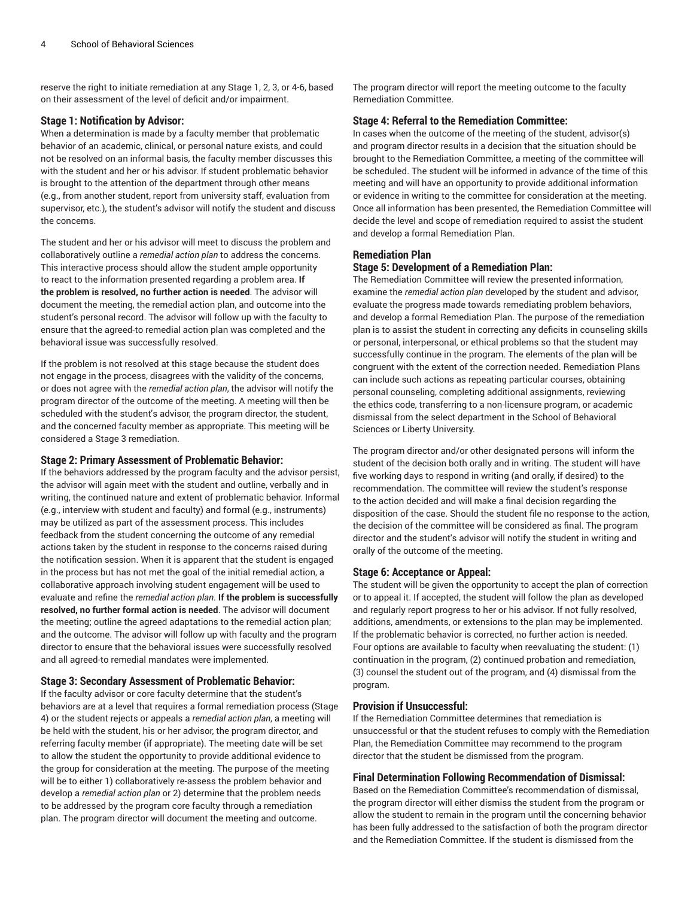reserve the right to initiate remediation at any Stage 1, 2, 3, or 4-6, based on their assessment of the level of deficit and/or impairment.

### Stage 1: Notification by Advisor:

When a determination is made by a faculty member that problematic behavior of an academic, clinical, or personal nature exists, and could not be resolved on an informal basis, the faculty member discusses this with the student and her or his advisor. If student problematic behavior is brought to the attention of the department through other means (e.g., from another student, report from university staff, evaluation from supervisor, etc.), the student's advisor will notify the student and discuss the concerns.

The student and her or his advisor will meet to discuss the problem and collaboratively outline a *remedial action plan* to address the concerns. This interactive process should allow the student ample opportunity to react to the information presented regarding a problem area. **If the problem is resolved, no further action is needed**. The advisor will document the meeting, the remedial action plan, and outcome into the student's personal record. The advisor will follow up with the faculty to ensure that the agreed-to remedial action plan was completed and the behavioral issue was successfully resolved.

If the problem is not resolved at this stage because the student does not engage in the process, disagrees with the validity of the concerns, or does not agree with the *remedial action plan*, the advisor will notify the program director of the outcome of the meeting. A meeting will then be scheduled with the student's advisor, the program director, the student, and the concerned faculty member as appropriate. This meeting will be considered a Stage 3 remediation.

### Stage 2: Primary Assessment of Problematic Behavior:

If the behaviors addressed by the program faculty and the advisor persist, the advisor will again meet with the student and outline, verbally and in writing, the continued nature and extent of problematic behavior. Informal (e.g., interview with student and faculty) and formal (e.g., instruments) may be utilized as part of the assessment process. This includes feedback from the student concerning the outcome of any remedial actions taken by the student in response to the concerns raised during the notification session. When it is apparent that the student is engaged in the process but has not met the goal of the initial remedial action, a collaborative approach involving student engagement will be used to evaluate and refine the *remedial action plan*. **If the problem is successfully resolved, no further formal action is needed**. The advisor will document the meeting; outline the agreed adaptations to the remedial action plan; and the outcome. The advisor will follow up with faculty and the program director to ensure that the behavioral issues were successfully resolved and all agreed-to remedial mandates were implemented.

### Stage 3: Secondary Assessment of Problematic Behavior:

If the faculty advisor or core faculty determine that the student's behaviors are at a level that requires a formal remediation process (Stage 4) or the student rejects or appeals a *remedial action plan*, a meeting will be held with the student, his or her advisor, the program director, and referring faculty member (if appropriate). The meeting date will be set to allow the student the opportunity to provide additional evidence to the group for consideration at the meeting. The purpose of the meeting will be to either 1) collaboratively re-assess the problem behavior and develop a *remedial action plan* or 2) determine that the problem needs to be addressed by the program core faculty through a remediation plan. The program director will document the meeting and outcome. The program director will report the meeting outcome to the faculty Remediation Committee.

### Stage 4: Referral to the Remediation Committee:

In cases when the outcome of the meeting of the student, advisor(s) and program director results in a decision that the situation should be brought to the Remediation Committee, a meeting of the committee will be scheduled. The student will be informed in advance of the time of this meeting and will have an opportunity to provide additional information or evidence in writing to the committee for consideration at the meeting. Once all information has been presented, the Remediation Committee will decide the level and scope of remediation required to assist the student and develop a formal Remediation Plan.

## Remediation Plan

### Stage 5: Development of a Remediation Plan:

The Remediation Committee will review the presented information, examine the *remedial action plan* developed by the student and advisor, evaluate the progress made towards remediating problem behaviors, and develop a formal Remediation Plan. The purpose of the remediation plan is to assist the student in correcting any deficits in counseling skills or personal, interpersonal, or ethical problems so that the student may successfully continue in the program. The elements of the plan will be congruent with the extent of the correction needed. Remediation Plans can include such actions as repeating particular courses, obtaining personal counseling, completing additional assignments, reviewing the ethics code, transferring to a non-licensure program, or academic dismissal from the select department in the School of Behavioral Sciences or Liberty University.

The program director and/or other designated persons will inform the student of the decision both orally and in writing. The student will have five working days to respond in writing (and orally, if desired) to the recommendation. The committee will review the student's response to the action decided and will make a final decision regarding the disposition of the case. Should the student file no response to the action, the decision of the committee will be considered as final. The program director and the student's advisor will notify the student in writing and orally of the outcome of the meeting.

### Stage 6: Acceptance or Appeal:

The student will be given the opportunity to accept the plan of correction or to appeal it. If accepted, the student will follow the plan as developed and regularly report progress to her or his advisor. If not fully resolved, additions, amendments, or extensions to the plan may be implemented. If the problematic behavior is corrected, no further action is needed. Four options are available to faculty when reevaluating the student: (1) continuation in the program, (2) continued probation and remediation, (3) counsel the student out of the program, and (4) dismissal from the program.

### Provision if Unsuccessful:

If the Remediation Committee determines that remediation is unsuccessful or that the student refuses to comply with the Remediation Plan, the Remediation Committee may recommend to the program director that the student be dismissed from the program.

### Final Determination Following Recommendation of Dismissal:

Based on the Remediation Committee's recommendation of dismissal, the program director will either dismiss the student from the program or allow the student to remain in the program until the concerning behavior has been fully addressed to the satisfaction of both the program director and the Remediation Committee. If the student is dismissed from the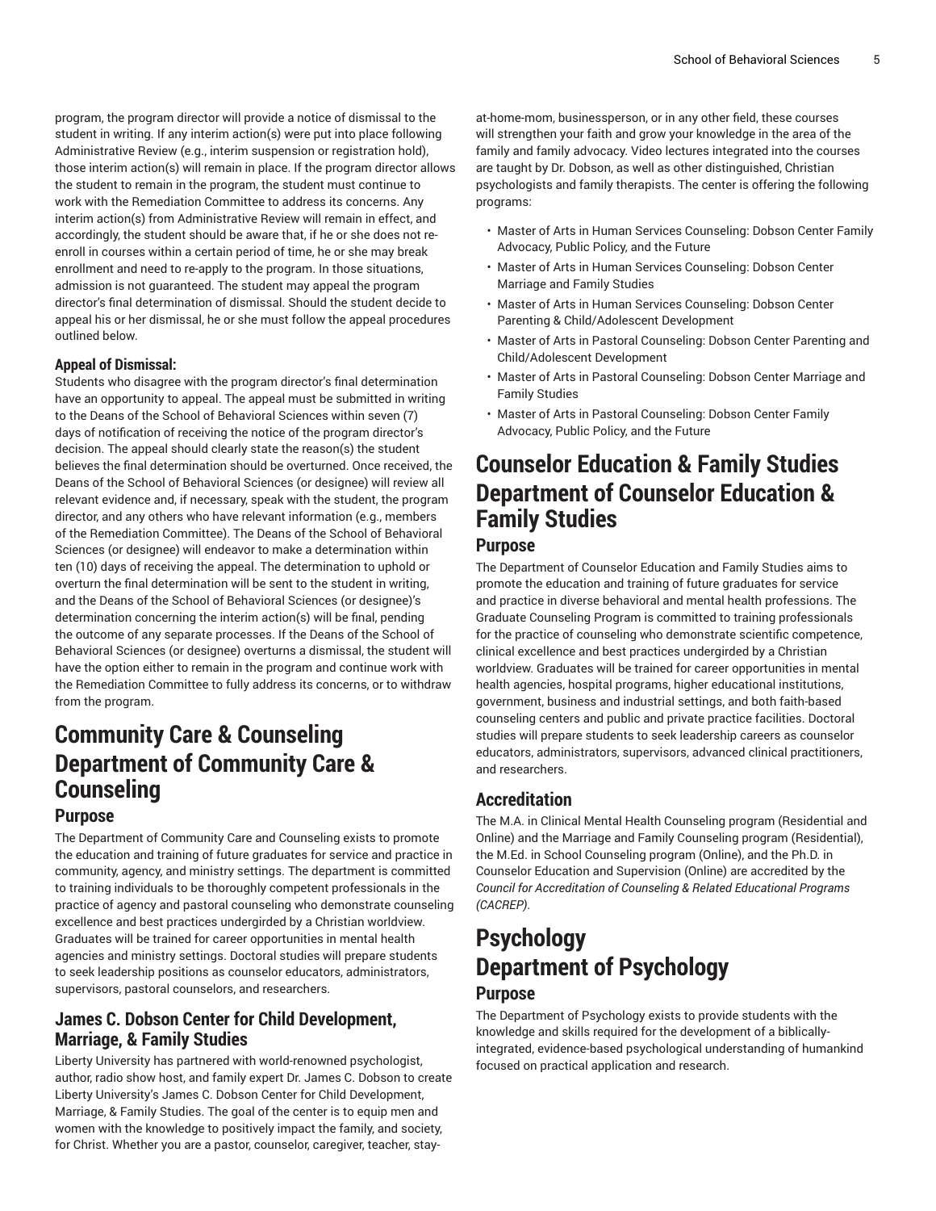program, the program director will provide a notice of dismissal to the student in writing. If any interim action(s) were put into place following Administrative Review (e.g., interim suspension or registration hold), those interim action(s) will remain in place. If the program director allows the student to remain in the program, the student must continue to work with the Remediation Committee to address its concerns. Any interim action(s) from Administrative Review will remain in effect, and accordingly, the student should be aware that, if he or she does not re-enroll in courses within a certain period of time, he or she may break enrollment and need to re-apply to the program. In those situations, admission is not guaranteed. The student may appeal the program director's final determination of dismissal. Should the student decide to appeal his or her dismissal, he or she must follow the appeal procedures outlined below.

**Appeal of Dismissal:**

Students who disagree with the program director's final determination have an opportunity to appeal. The appeal must be submitted in writing to the Deans of the School of Behavioral Sciences within seven (7) days of notification of receiving the notice of the program director's decision. The appeal should clearly state the reason(s) the student believes the final determination should be overturned. Once received, the Deans of the School of Behavioral Sciences (or designee) will review all relevant evidence and, if necessary, speak with the student, the program director, and any others who have relevant information (e.g., members of the Remediation Committee). The Deans of the School of Behavioral Sciences (or designee) will endeavor to make a determination within ten (10) days of receiving the appeal. The determination to uphold or overturn the final determination will be sent to the student in writing, and the Deans of the School of Behavioral Sciences (or designee)'s determination concerning the interim action(s) will be final, pending the outcome of any separate processes. If the Deans of the School of Behavioral Sciences (or designee) overturns a dismissal, the student will have the option either to remain in the program and continue work with the Remediation Committee to fully address its concerns, or to withdraw from the program.

# Community Care & Counseling
# Department of Community Care & Counseling

## Purpose

The Department of Community Care and Counseling exists to promote the education and training of future graduates for service and practice in community, agency, and ministry settings. The department is committed to training individuals to be thoroughly competent professionals in the practice of agency and pastoral counseling who demonstrate counseling excellence and best practices undergirded by a Christian worldview. Graduates will be trained for career opportunities in mental health agencies and ministry settings. Doctoral studies will prepare students to seek leadership positions as counselor educators, administrators, supervisors, pastoral counselors, and researchers.

## James C. Dobson Center for Child Development, Marriage, & Family Studies

Liberty University has partnered with world-renowned psychologist, author, radio show host, and family expert Dr. James C. Dobson to create Liberty University's James C. Dobson Center for Child Development, Marriage, & Family Studies. The goal of the center is to equip men and women with the knowledge to positively impact the family, and society, for Christ. Whether you are a pastor, counselor, caregiver, teacher, stay-at-home-mom, businessperson, or in any other field, these courses will strengthen your faith and grow your knowledge in the area of the family and family advocacy. Video lectures integrated into the courses are taught by Dr. Dobson, as well as other distinguished, Christian psychologists and family therapists. The center is offering the following programs:

- Master of Arts in Human Services Counseling: Dobson Center Family Advocacy, Public Policy, and the Future
- Master of Arts in Human Services Counseling: Dobson Center Marriage and Family Studies
- Master of Arts in Human Services Counseling: Dobson Center Parenting & Child/Adolescent Development
- Master of Arts in Pastoral Counseling: Dobson Center Parenting and Child/Adolescent Development
- Master of Arts in Pastoral Counseling: Dobson Center Marriage and Family Studies
- Master of Arts in Pastoral Counseling: Dobson Center Family Advocacy, Public Policy, and the Future

# Counselor Education & Family Studies
# Department of Counselor Education & Family Studies

## Purpose

The Department of Counselor Education and Family Studies aims to promote the education and training of future graduates for service and practice in diverse behavioral and mental health professions. The Graduate Counseling Program is committed to training professionals for the practice of counseling who demonstrate scientific competence, clinical excellence and best practices undergirded by a Christian worldview. Graduates will be trained for career opportunities in mental health agencies, hospital programs, higher educational institutions, government, business and industrial settings, and both faith-based counseling centers and public and private practice facilities. Doctoral studies will prepare students to seek leadership careers as counselor educators, administrators, supervisors, advanced clinical practitioners, and researchers.

## Accreditation

The M.A. in Clinical Mental Health Counseling program (Residential and Online) and the Marriage and Family Counseling program (Residential), the M.Ed. in School Counseling program (Online), and the Ph.D. in Counselor Education and Supervision (Online) are accredited by the *Council for Accreditation of Counseling & Related Educational Programs (CACREP).*

# Psychology
# Department of Psychology

## Purpose

The Department of Psychology exists to provide students with the knowledge and skills required for the development of a biblically-integrated, evidence-based psychological understanding of humankind focused on practical application and research.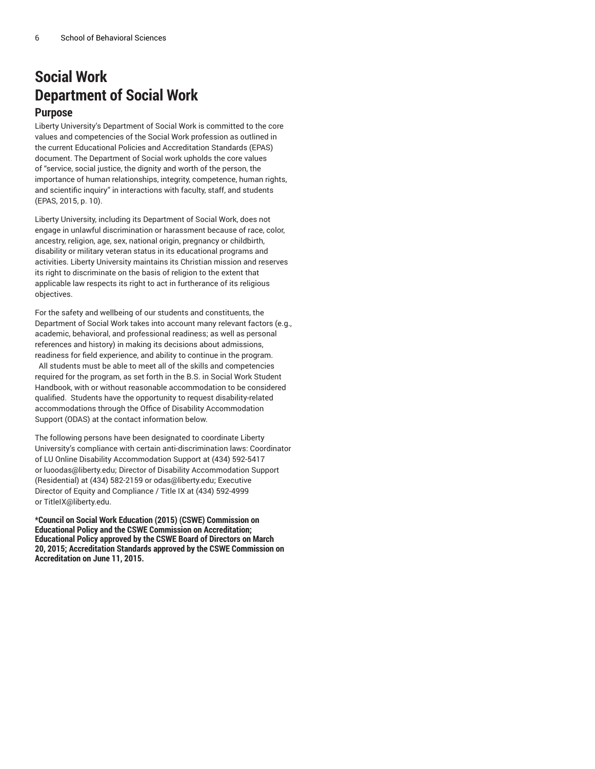# Social Work
# Department of Social Work

## Purpose

Liberty University's Department of Social Work is committed to the core values and competencies of the Social Work profession as outlined in the current Educational Policies and Accreditation Standards (EPAS) document. The Department of Social work upholds the core values of "service, social justice, the dignity and worth of the person, the importance of human relationships, integrity, competence, human rights, and scientific inquiry" in interactions with faculty, staff, and students (EPAS, 2015, p. 10).

Liberty University, including its Department of Social Work, does not engage in unlawful discrimination or harassment because of race, color, ancestry, religion, age, sex, national origin, pregnancy or childbirth, disability or military veteran status in its educational programs and activities. Liberty University maintains its Christian mission and reserves its right to discriminate on the basis of religion to the extent that applicable law respects its right to act in furtherance of its religious objectives.

For the safety and wellbeing of our students and constituents, the Department of Social Work takes into account many relevant factors (e.g., academic, behavioral, and professional readiness; as well as personal references and history) in making its decisions about admissions, readiness for field experience, and ability to continue in the program. All students must be able to meet all of the skills and competencies required for the program, as set forth in the B.S. in Social Work Student Handbook, with or without reasonable accommodation to be considered qualified. Students have the opportunity to request disability-related accommodations through the Office of Disability Accommodation Support (ODAS) at the contact information below.

The following persons have been designated to coordinate Liberty University's compliance with certain anti-discrimination laws: Coordinator of LU Online Disability Accommodation Support at (434) 592-5417 or luoodas@liberty.edu; Director of Disability Accommodation Support (Residential) at (434) 582-2159 or odas@liberty.edu; Executive Director of Equity and Compliance / Title IX at (434) 592-4999 or TitleIX@liberty.edu.

**\*Council on Social Work Education (2015) (CSWE) Commission on Educational Policy and the CSWE Commission on Accreditation; Educational Policy approved by the CSWE Board of Directors on March 20, 2015; Accreditation Standards approved by the CSWE Commission on Accreditation on June 11, 2015.**